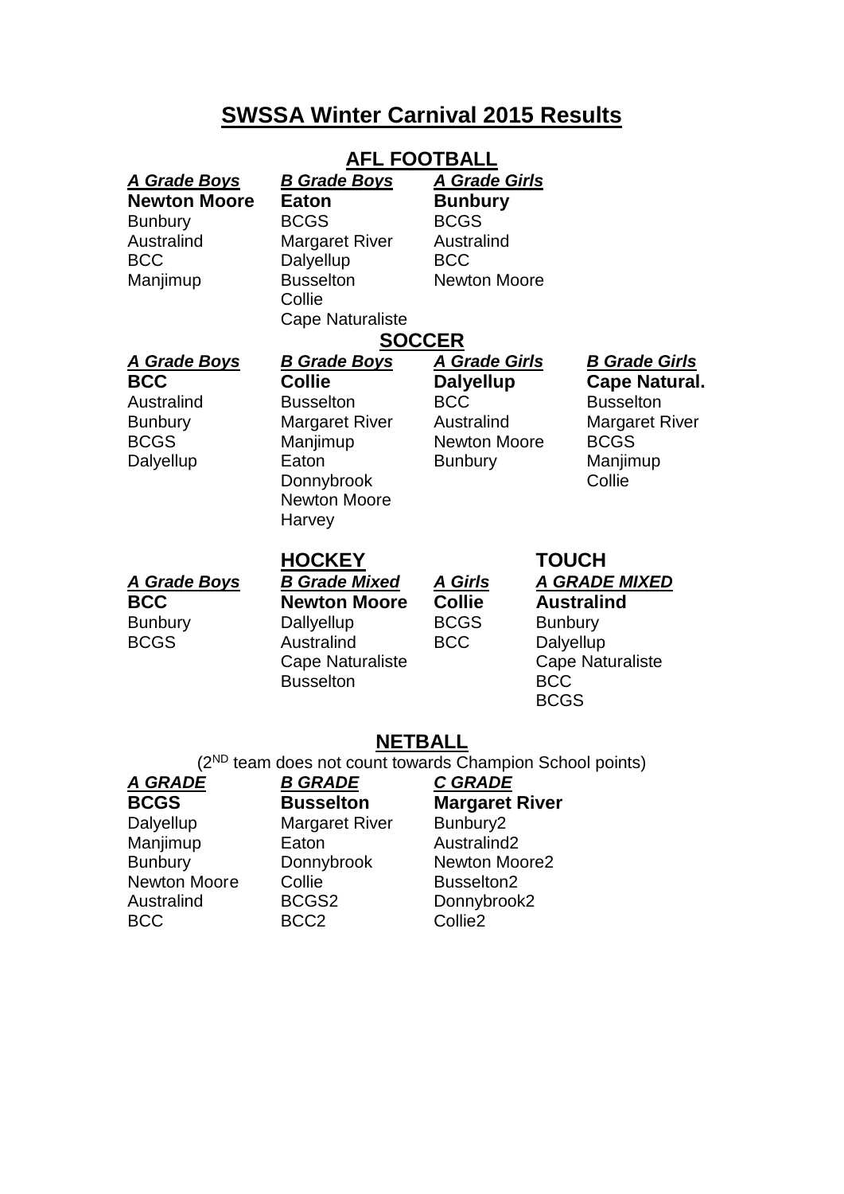# SWSSA Winter Carnival 2015 Results

## AFL FOOTBALL

| ***A Grade Boys*** | ***B Grade Boys*** | ***A Grade Girls*** |
|---|---|---|
| **Newton Moore** | **Eaton** | **Bunbury** |
| Bunbury | BCGS | BCGS |
| Australind | Margaret River | Australind |
| BCC | Dalyellup | BCC |
| Manjimup | Busselton | Newton Moore |
| | Collie | |
| | Cape Naturaliste | |

## SOCCER

| ***A Grade Boys*** | ***B Grade Boys*** | ***A Grade Girls*** | ***B Grade Girls*** |
|---|---|---|---|
| **BCC** | **Collie** | **Dalyellup** | **Cape Natural.** |
| Australind | Busselton | BCC | Busselton |
| Bunbury | Margaret River | Australind | Margaret River |
| BCGS | Manjimup | Newton Moore | BCGS |
| Dalyellup | Eaton | Bunbury | Manjimup |
| | Donnybrook | | Collie |
| | Newton Moore | | |
| | Harvey | | |

## HOCKEY

| ***A Grade Boys*** | ***B Grade Mixed*** | ***A Girls*** |
|---|---|---|
| **BCC** | **Newton Moore** | **Collie** |
| Bunbury | Dallyellup | BCGS |
| BCGS | Australind | BCC |
| | Cape Naturaliste | |
| | Busselton | |

## TOUCH

| ***A GRADE MIXED*** |
|---|
| **Australind** |
| Bunbury |
| Dalyellup |
| Cape Naturaliste |
| BCC |
| BCGS |

## NETBALL

(2ND team does not count towards Champion School points)

| ***A GRADE*** | ***B GRADE*** | ***C GRADE*** |
|---|---|---|
| **BCGS** | **Busselton** | **Margaret River** |
| Dalyellup | Margaret River | Bunbury2 |
| Manjimup | Eaton | Australind2 |
| Bunbury | Donnybrook | Newton Moore2 |
| Newton Moore | Collie | Busselton2 |
| Australind | BCGS2 | Donnybrook2 |
| BCC | BCC2 | Collie2 |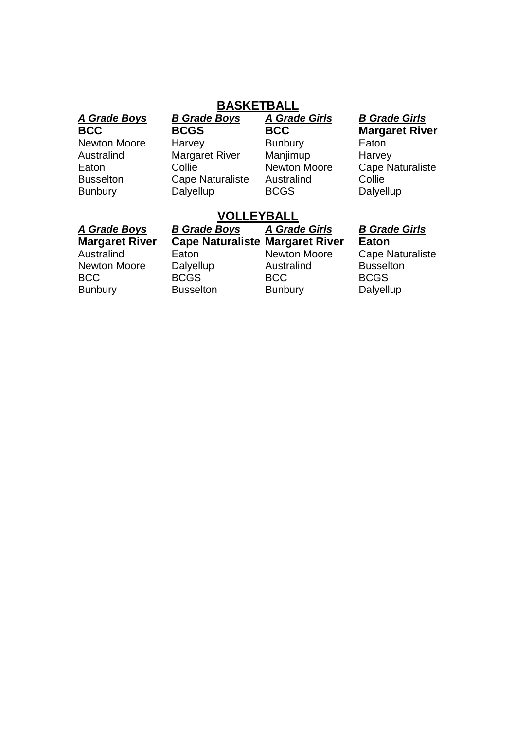## BASKETBALL

| ***A Grade Boys*** | ***B Grade Boys*** | ***A Grade Girls*** | ***B Grade Girls*** |
|---|---|---|---|
| **BCC** | **BCGS** | **BCC** | **Margaret River** |
| Newton Moore | Harvey | Bunbury | Eaton |
| Australind | Margaret River | Manjimup | Harvey |
| Eaton | Collie | Newton Moore | Cape Naturaliste |
| Busselton | Cape Naturaliste | Australind | Collie |
| Bunbury | Dalyellup | BCGS | Dalyellup |

## VOLLEYBALL

| ***A Grade Boys*** | ***B Grade Boys*** | ***A Grade Girls*** | ***B Grade Girls*** |
|---|---|---|---|
| **Margaret River** | **Cape Naturaliste** | **Margaret River** | **Eaton** |
| Australind | Eaton | Newton Moore | Cape Naturaliste |
| Newton Moore | Dalyellup | Australind | Busselton |
| BCC | BCGS | BCC | BCGS |
| Bunbury | Busselton | Bunbury | Dalyellup |